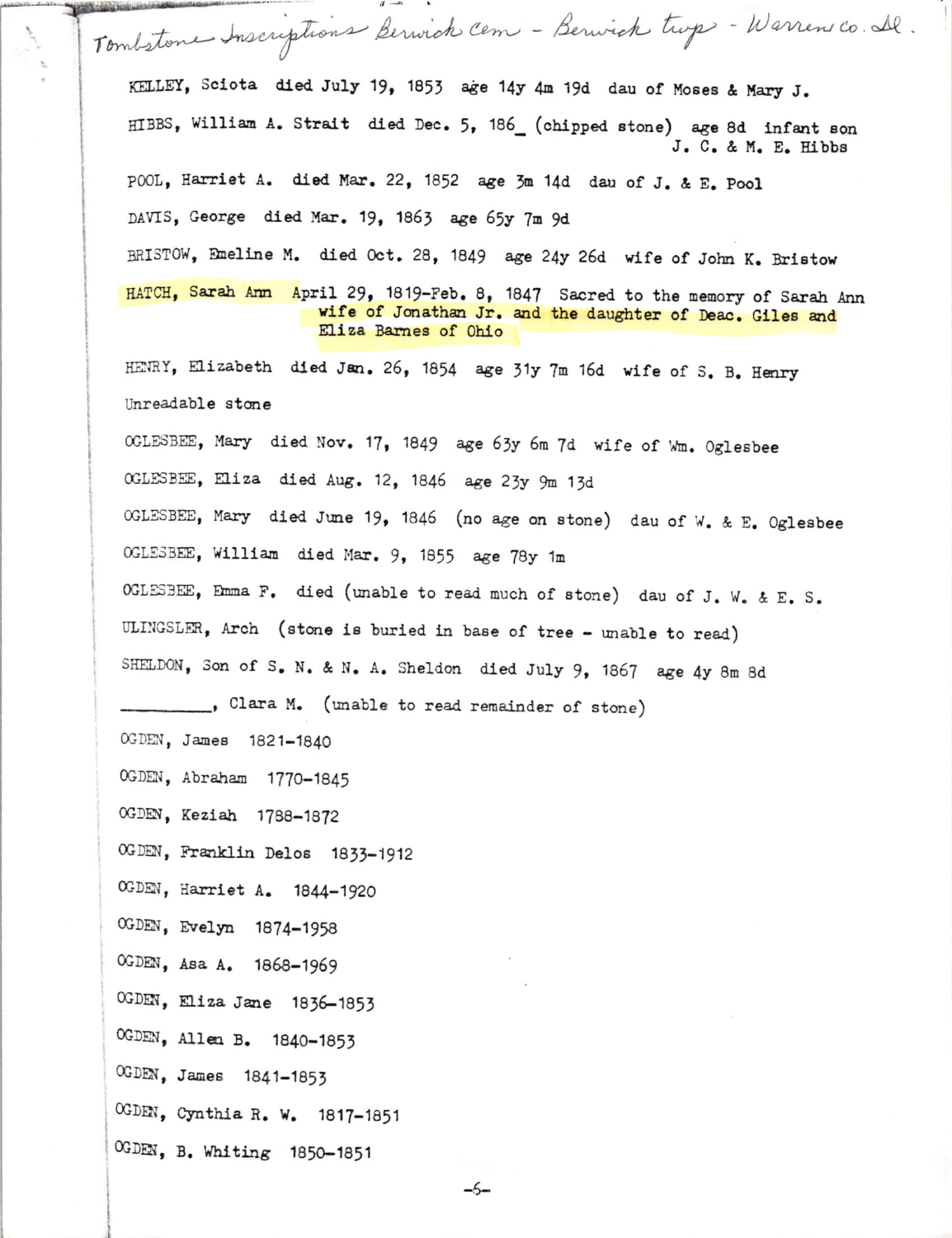Tombstone Inscriptions Berwick Cem - Berwick twp - Warren co. Ill.

KELLEY, Sciota died July 19, 1853 age 14y 4m 19d dau of Moses & Mary J.

HIBBS, William A. Strait died Dec. 5, 186_ (chipped stone) age 8d infant son J. C. & M. E. Hibbs

POOL, Harriet A. died Mar. 22, 1852 age 3m 14d dau of J. & E. Pool

DAVIS, George died Mar. 19, 1863 age 65y 7m 9d

BRISTOW, Emeline M. died Oct. 28, 1849 age 24y 26d wife of John K. Bristow

HATCH, Sarah Ann April 29, 1819-Feb. 8, 1847 Sacred to the memory of Sarah Ann wife of Jonathan Jr. and the daughter of Deac. Giles and Eliza Barnes of Ohio

HENRY, Elizabeth died Jan. 26, 1854 age 31y 7m 16d wife of S. B. Henry

Unreadable stone

OGLESBEE, Mary died Nov. 17, 1849 age 63y 6m 7d wife of Wm. Oglesbee

OGLESBEE, Eliza died Aug. 12, 1846 age 23y 9m 13d

OGLESBEE, Mary died June 19, 1846 (no age on stone) dau of W. & E. Oglesbee

OGLESBEE, William died Mar. 9, 1855 age 78y 1m

OGLESBEE, Emma F. died (unable to read much of stone) dau of J. W. & E. S.

ULINGSLER, Arch (stone is buried in base of tree - unable to read)

SHELDON, Son of S. N. & N. A. Sheldon died July 9, 1867 age 4y 8m 8d

_________, Clara M. (unable to read remainder of stone)

OGDEN, James 1821-1840

OGDEN, Abraham 1770-1845

OGDEN, Keziah 1788-1872

OGDEN, Franklin Delos 1833-1912

OGDEN, Harriet A. 1844-1920

OGDEN, Evelyn 1874-1958

OGDEN, Asa A. 1868-1969

OGDEN, Eliza Jane 1836-1853

OGDEN, Allen B. 1840-1853

OGDEN, James 1841-1853

OGDEN, Cynthia R. W. 1817-1851

OGDEN, B. Whiting 1850-1851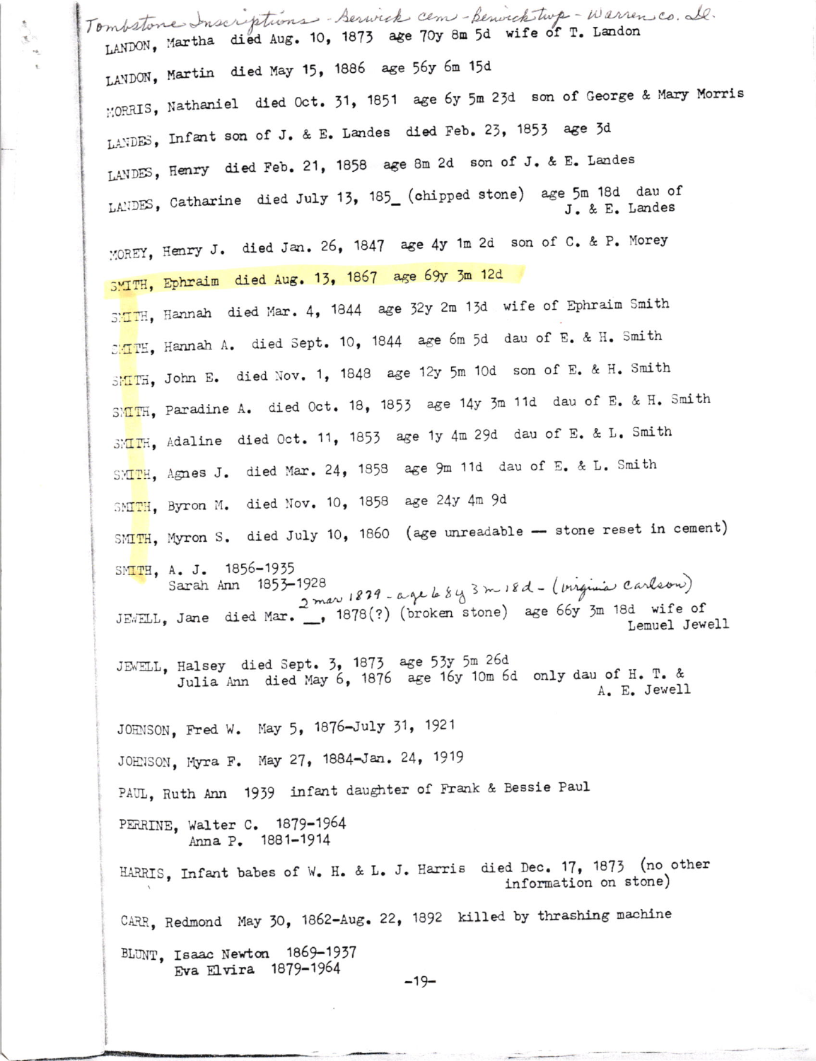Tombstone Inscriptions - Berwick cem - Berwick twp - Warren co. Ill.

LANDON, Martha died Aug. 10, 1873 age 70y 8m 5d wife of T. Landon

LANDON, Martin died May 15, 1886 age 56y 6m 15d

MORRIS, Nathaniel died Oct. 31, 1851 age 6y 5m 23d son of George & Mary Morris

LANDES, Infant son of J. & E. Landes died Feb. 23, 1853 age 3d

LANDES, Henry died Feb. 21, 1858 age 8m 2d son of J. & E. Landes

LANDES, Catharine died July 13, 185_ (chipped stone) age 5m 18d dau of J. & E. Landes

MOREY, Henry J. died Jan. 26, 1847 age 4y 1m 2d son of C. & P. Morey

SMITH, Ephraim died Aug. 13, 1867 age 69y 3m 12d

SMITH, Hannah died Mar. 4, 1844 age 32y 2m 13d wife of Ephraim Smith

SMITH, Hannah A. died Sept. 10, 1844 age 6m 5d dau of E. & H. Smith

SMITH, John E. died Nov. 1, 1848 age 12y 5m 10d son of E. & H. Smith

SMITH, Paradine A. died Oct. 18, 1853 age 14y 3m 11d dau of E. & H. Smith

SMITH, Adaline died Oct. 11, 1853 age 1y 4m 29d dau of E. & L. Smith

SMITH, Agnes J. died Mar. 24, 1858 age 9m 11d dau of E. & L. Smith

SMITH, Byron M. died Nov. 10, 1858 age 24y 4m 9d

SMITH, Myron S. died July 10, 1860 (age unreadable — stone reset in cement)

SMITH, A. J. 1856–1935
Sarah Ann 1853–1928

JEWELL, Jane died Mar. __, 1878(?) (broken stone) age 66y 3m 18d wife of Lemuel Jewell
2 mar 1879 - age 66y 3m 18d - (Virginia Carlson)

JEWELL, Halsey died Sept. 3, 1873 age 53y 5m 26d
Julia Ann died May 6, 1876 age 16y 10m 6d only dau of H. T. & A. E. Jewell

JOHNSON, Fred W. May 5, 1876–July 31, 1921

JOHNSON, Myra F. May 27, 1884–Jan. 24, 1919

PAUL, Ruth Ann 1939 infant daughter of Frank & Bessie Paul

PERRINE, Walter C. 1879–1964
Anna P. 1881–1914

HARRIS, Infant babes of W. H. & L. J. Harris died Dec. 17, 1873 (no other information on stone)

CARR, Redmond May 30, 1862–Aug. 22, 1892 killed by thrashing machine

BLUNT, Isaac Newton 1869–1937
Eva Elvira 1879–1964